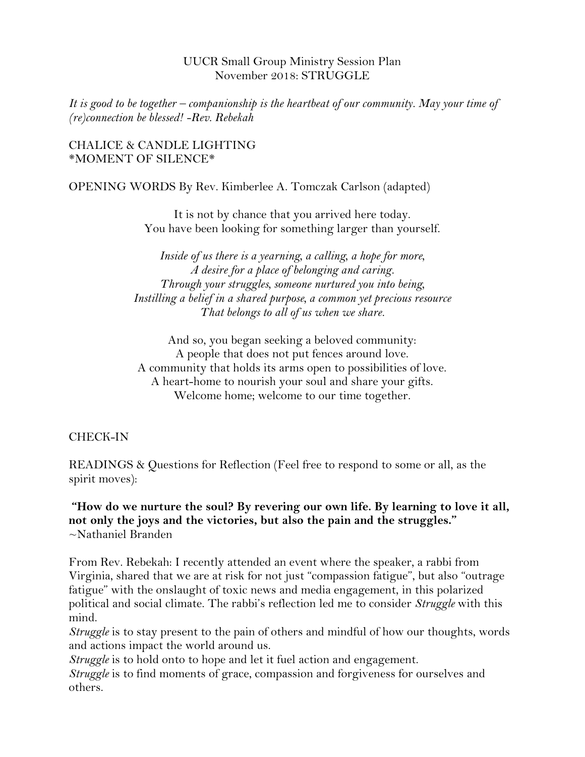UUCR Small Group Ministry Session Plan
November 2018: STRUGGLE

*It is good to be together – companionship is the heartbeat of our community. May your time of (re)connection be blessed! -Rev. Rebekah*

CHALICE & CANDLE LIGHTING
*MOMENT OF SILENCE*

OPENING WORDS By Rev. Kimberlee A. Tomczak Carlson (adapted)

It is not by chance that you arrived here today.
You have been looking for something larger than yourself.

*Inside of us there is a yearning, a calling, a hope for more,*
*A desire for a place of belonging and caring.*
*Through your struggles, someone nurtured you into being,*
*Instilling a belief in a shared purpose, a common yet precious resource*
*That belongs to all of us when we share.*

And so, you began seeking a beloved community:
A people that does not put fences around love.
A community that holds its arms open to possibilities of love.
A heart-home to nourish your soul and share your gifts.
Welcome home; welcome to our time together.

CHECK-IN

READINGS & Questions for Reflection (Feel free to respond to some or all, as the spirit moves):

**"How do we nurture the soul? By revering our own life. By learning to love it all, not only the joys and the victories, but also the pain and the struggles."**
~Nathaniel Branden

From Rev. Rebekah: I recently attended an event where the speaker, a rabbi from Virginia, shared that we are at risk for not just "compassion fatigue", but also "outrage fatigue" with the onslaught of toxic news and media engagement, in this polarized political and social climate. The rabbi's reflection led me to consider *Struggle* with this mind.
*Struggle* is to stay present to the pain of others and mindful of how our thoughts, words and actions impact the world around us.
*Struggle* is to hold onto to hope and let it fuel action and engagement.
*Struggle* is to find moments of grace, compassion and forgiveness for ourselves and others.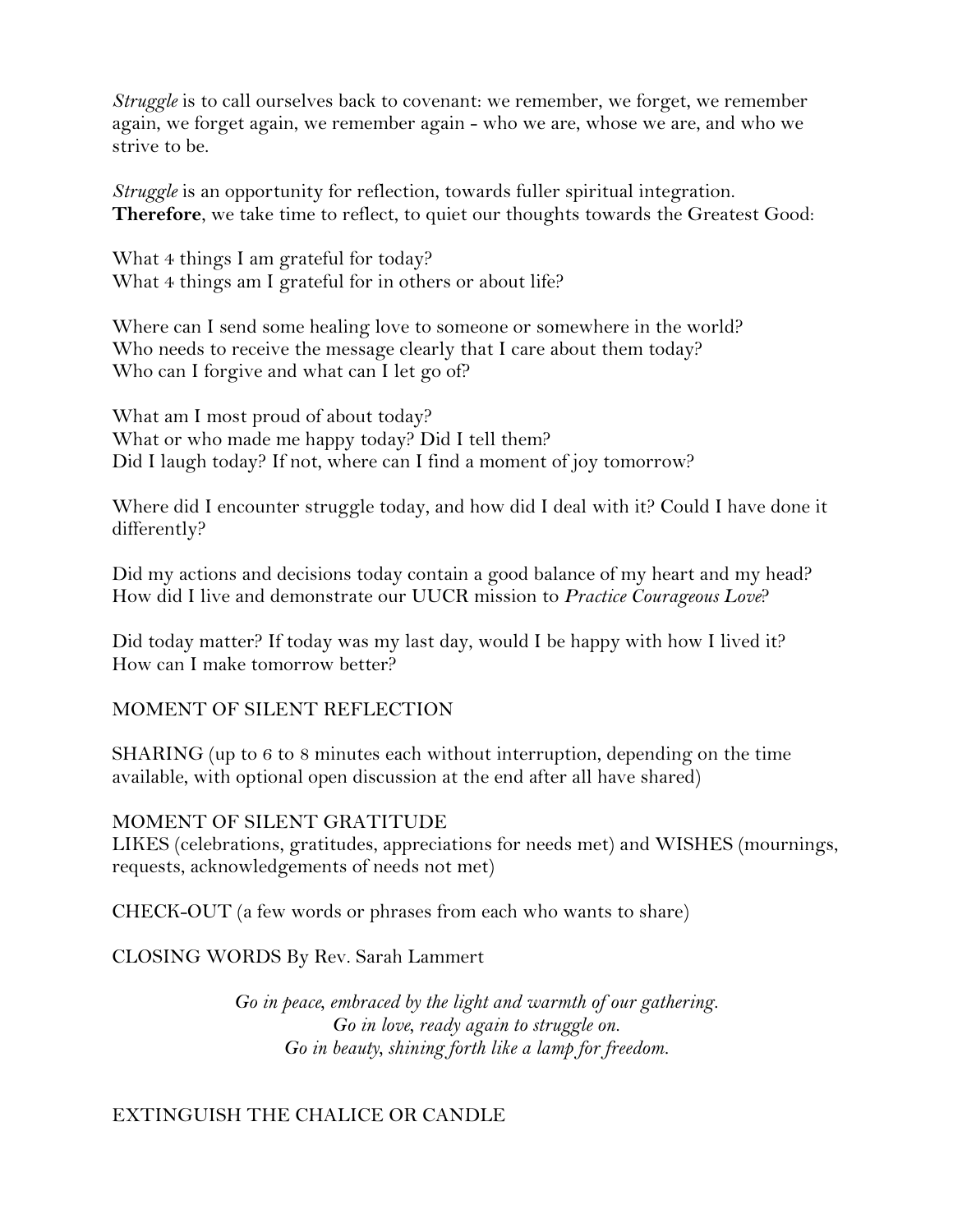*Struggle* is to call ourselves back to covenant: we remember, we forget, we remember again, we forget again, we remember again - who we are, whose we are, and who we strive to be.

*Struggle* is an opportunity for reflection, towards fuller spiritual integration. **Therefore**, we take time to reflect, to quiet our thoughts towards the Greatest Good:

What 4 things I am grateful for today?
What 4 things am I grateful for in others or about life?

Where can I send some healing love to someone or somewhere in the world?
Who needs to receive the message clearly that I care about them today?
Who can I forgive and what can I let go of?

What am I most proud of about today?
What or who made me happy today? Did I tell them?
Did I laugh today? If not, where can I find a moment of joy tomorrow?

Where did I encounter struggle today, and how did I deal with it? Could I have done it differently?

Did my actions and decisions today contain a good balance of my heart and my head?
How did I live and demonstrate our UUCR mission to *Practice Courageous Love*?

Did today matter? If today was my last day, would I be happy with how I lived it?
How can I make tomorrow better?

MOMENT OF SILENT REFLECTION

SHARING (up to 6 to 8 minutes each without interruption, depending on the time available, with optional open discussion at the end after all have shared)

MOMENT OF SILENT GRATITUDE
LIKES (celebrations, gratitudes, appreciations for needs met) and WISHES (mournings, requests, acknowledgements of needs not met)

CHECK-OUT (a few words or phrases from each who wants to share)

CLOSING WORDS By Rev. Sarah Lammert

*Go in peace, embraced by the light and warmth of our gathering.*
*Go in love, ready again to struggle on.*
*Go in beauty, shining forth like a lamp for freedom.*

EXTINGUISH THE CHALICE OR CANDLE